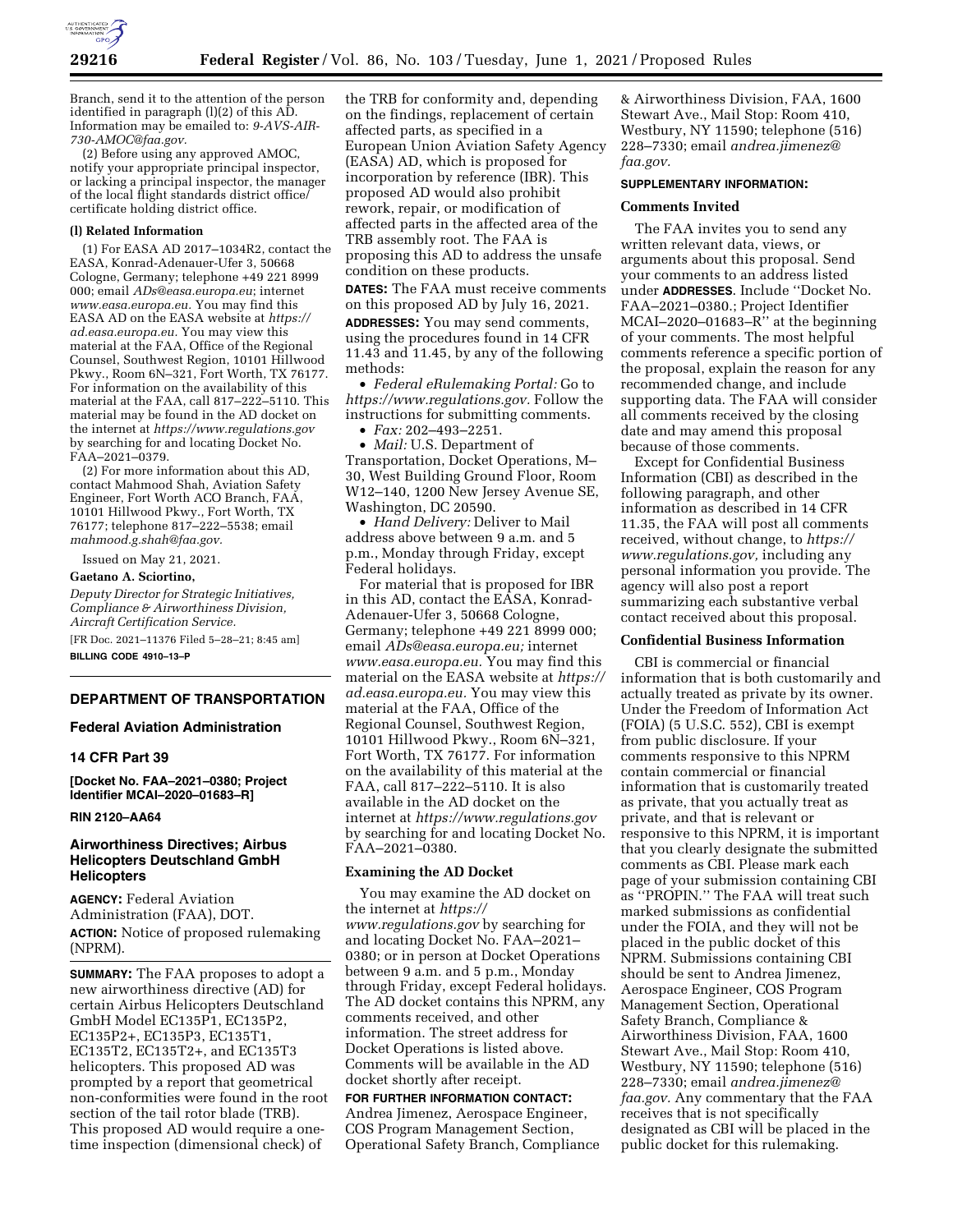Branch, send it to the attention of the person identified in paragraph (l)(2) of this AD. Information may be emailed to: *9-AVS-AIR-730-AMOC@faa.gov.*

(2) Before using any approved AMOC, notify your appropriate principal inspector, or lacking a principal inspector, the manager of the local flight standards district office/certificate holding district office.

**(l) Related Information**

(1) For EASA AD 2017–1034R2, contact the EASA, Konrad-Adenauer-Ufer 3, 50668 Cologne, Germany; telephone +49 221 8999 000; email *ADs@easa.europa.eu*; internet *www.easa.europa.eu.* You may find this EASA AD on the EASA website at *https://ad.easa.europa.eu.* You may view this material at the FAA, Office of the Regional Counsel, Southwest Region, 10101 Hillwood Pkwy., Room 6N–321, Fort Worth, TX 76177. For information on the availability of this material at the FAA, call 817–222–5110. This material may be found in the AD docket on the internet at *https://www.regulations.gov* by searching for and locating Docket No. FAA–2021–0379.

(2) For more information about this AD, contact Mahmood Shah, Aviation Safety Engineer, Fort Worth ACO Branch, FAA, 10101 Hillwood Pkwy., Fort Worth, TX 76177; telephone 817–222–5538; email *mahmood.g.shah@faa.gov.*

Issued on May 21, 2021.

**Gaetano A. Sciortino,**

*Deputy Director for Strategic Initiatives, Compliance & Airworthiness Division, Aircraft Certification Service.*

[FR Doc. 2021–11376 Filed 5–28–21; 8:45 am]

**BILLING CODE 4910–13–P**

---

## DEPARTMENT OF TRANSPORTATION

### Federal Aviation Administration

### 14 CFR Part 39

**[Docket No. FAA–2021–0380; Project Identifier MCAI–2020–01683–R]**

**RIN 2120–AA64**

### Airworthiness Directives; Airbus Helicopters Deutschland GmbH Helicopters

**AGENCY:** Federal Aviation Administration (FAA), DOT.

**ACTION:** Notice of proposed rulemaking (NPRM).

**SUMMARY:** The FAA proposes to adopt a new airworthiness directive (AD) for certain Airbus Helicopters Deutschland GmbH Model EC135P1, EC135P2, EC135P2+, EC135P3, EC135T1, EC135T2, EC135T2+, and EC135T3 helicopters. This proposed AD was prompted by a report that geometrical non-conformities were found in the root section of the tail rotor blade (TRB). This proposed AD would require a one-time inspection (dimensional check) of the TRB for conformity and, depending on the findings, replacement of certain affected parts, as specified in a European Union Aviation Safety Agency (EASA) AD, which is proposed for incorporation by reference (IBR). This proposed AD would also prohibit rework, repair, or modification of affected parts in the affected area of the TRB assembly root. The FAA is proposing this AD to address the unsafe condition on these products.

**DATES:** The FAA must receive comments on this proposed AD by July 16, 2021.

**ADDRESSES:** You may send comments, using the procedures found in 14 CFR 11.43 and 11.45, by any of the following methods:

- *Federal eRulemaking Portal:* Go to *https://www.regulations.gov.* Follow the instructions for submitting comments.
- *Fax:* 202–493–2251.
- *Mail:* U.S. Department of Transportation, Docket Operations, M–30, West Building Ground Floor, Room W12–140, 1200 New Jersey Avenue SE, Washington, DC 20590.
- *Hand Delivery:* Deliver to Mail address above between 9 a.m. and 5 p.m., Monday through Friday, except Federal holidays.

For material that is proposed for IBR in this AD, contact the EASA, Konrad-Adenauer-Ufer 3, 50668 Cologne, Germany; telephone +49 221 8999 000; email *ADs@easa.europa.eu;* internet *www.easa.europa.eu.* You may find this material on the EASA website at *https://ad.easa.europa.eu.* You may view this material at the FAA, Office of the Regional Counsel, Southwest Region, 10101 Hillwood Pkwy., Room 6N–321, Fort Worth, TX 76177. For information on the availability of this material at the FAA, call 817–222–5110. It is also available in the AD docket on the internet at *https://www.regulations.gov* by searching for and locating Docket No. FAA–2021–0380.

#### Examining the AD Docket

You may examine the AD docket on the internet at *https://www.regulations.gov* by searching for and locating Docket No. FAA–2021–0380; or in person at Docket Operations between 9 a.m. and 5 p.m., Monday through Friday, except Federal holidays. The AD docket contains this NPRM, any comments received, and other information. The street address for Docket Operations is listed above. Comments will be available in the AD docket shortly after receipt.

**FOR FURTHER INFORMATION CONTACT:** Andrea Jimenez, Aerospace Engineer, COS Program Management Section, Operational Safety Branch, Compliance & Airworthiness Division, FAA, 1600 Stewart Ave., Mail Stop: Room 410, Westbury, NY 11590; telephone (516) 228–7330; email *andrea.jimenez@faa.gov.*

**SUPPLEMENTARY INFORMATION:**

#### Comments Invited

The FAA invites you to send any written relevant data, views, or arguments about this proposal. Send your comments to an address listed under **ADDRESSES**. Include ''Docket No. FAA–2021–0380.; Project Identifier MCAI–2020–01683–R'' at the beginning of your comments. The most helpful comments reference a specific portion of the proposal, explain the reason for any recommended change, and include supporting data. The FAA will consider all comments received by the closing date and may amend this proposal because of those comments.

Except for Confidential Business Information (CBI) as described in the following paragraph, and other information as described in 14 CFR 11.35, the FAA will post all comments received, without change, to *https://www.regulations.gov,* including any personal information you provide. The agency will also post a report summarizing each substantive verbal contact received about this proposal.

#### Confidential Business Information

CBI is commercial or financial information that is both customarily and actually treated as private by its owner. Under the Freedom of Information Act (FOIA) (5 U.S.C. 552), CBI is exempt from public disclosure. If your comments responsive to this NPRM contain commercial or financial information that is customarily treated as private, that you actually treat as private, and that is relevant or responsive to this NPRM, it is important that you clearly designate the submitted comments as CBI. Please mark each page of your submission containing CBI as ''PROPIN.'' The FAA will treat such marked submissions as confidential under the FOIA, and they will not be placed in the public docket of this NPRM. Submissions containing CBI should be sent to Andrea Jimenez, Aerospace Engineer, COS Program Management Section, Operational Safety Branch, Compliance & Airworthiness Division, FAA, 1600 Stewart Ave., Mail Stop: Room 410, Westbury, NY 11590; telephone (516) 228–7330; email *andrea.jimenez@faa.gov.* Any commentary that the FAA receives that is not specifically designated as CBI will be placed in the public docket for this rulemaking.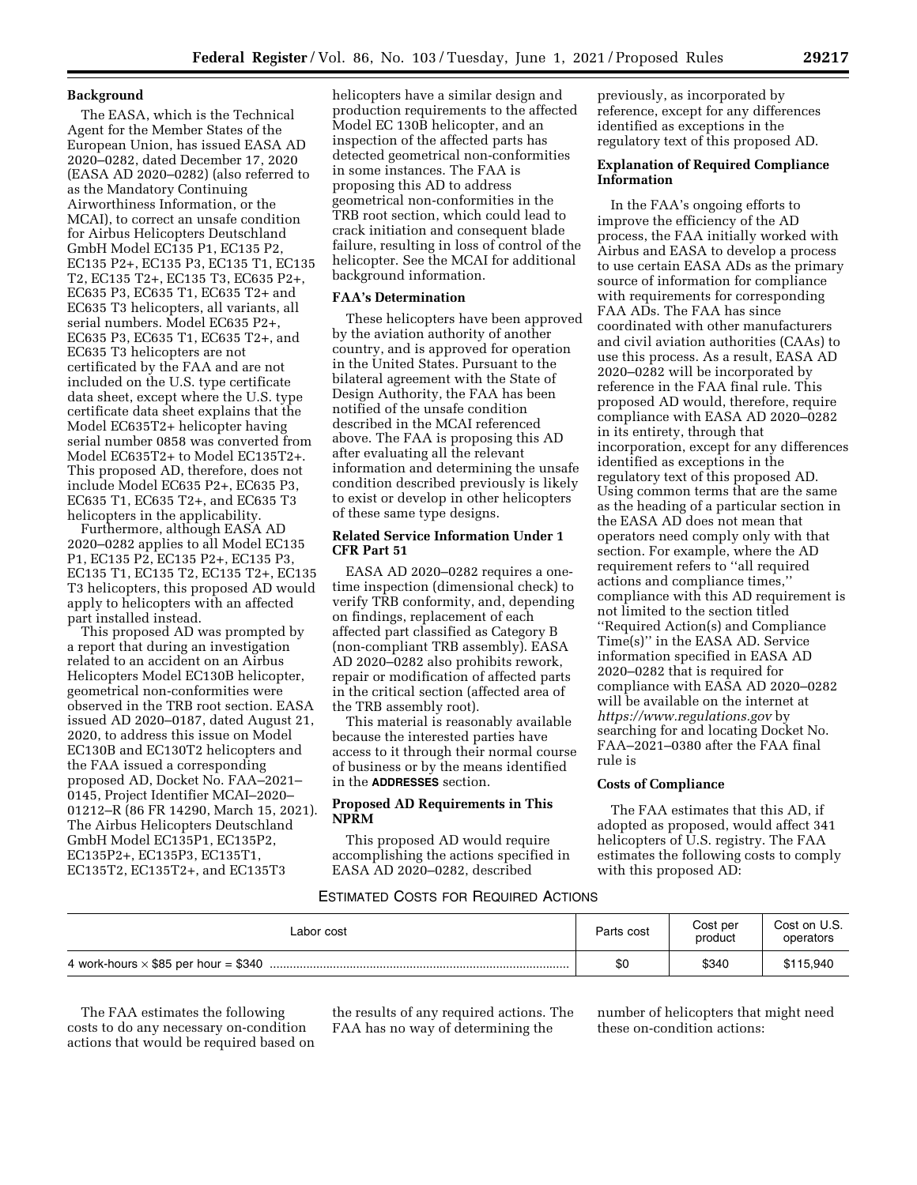### Background

The EASA, which is the Technical Agent for the Member States of the European Union, has issued EASA AD 2020–0282, dated December 17, 2020 (EASA AD 2020–0282) (also referred to as the Mandatory Continuing Airworthiness Information, or the MCAI), to correct an unsafe condition for Airbus Helicopters Deutschland GmbH Model EC135 P1, EC135 P2, EC135 P2+, EC135 P3, EC135 T1, EC135 T2, EC135 T2+, EC135 T3, EC635 P2+, EC635 P3, EC635 T1, EC635 T2+ and EC635 T3 helicopters, all variants, all serial numbers. Model EC635 P2+, EC635 P3, EC635 T1, EC635 T2+, and EC635 T3 helicopters are not certificated by the FAA and are not included on the U.S. type certificate data sheet, except where the U.S. type certificate data sheet explains that the Model EC635T2+ helicopter having serial number 0858 was converted from Model EC635T2+ to Model EC135T2+. This proposed AD, therefore, does not include Model EC635 P2+, EC635 P3, EC635 T1, EC635 T2+, and EC635 T3 helicopters in the applicability.

Furthermore, although EASA AD 2020–0282 applies to all Model EC135 P1, EC135 P2, EC135 P2+, EC135 P3, EC135 T1, EC135 T2, EC135 T2+, EC135 T3 helicopters, this proposed AD would apply to helicopters with an affected part installed instead.

This proposed AD was prompted by a report that during an investigation related to an accident on an Airbus Helicopters Model EC130B helicopter, geometrical non-conformities were observed in the TRB root section. EASA issued AD 2020–0187, dated August 21, 2020, to address this issue on Model EC130B and EC130T2 helicopters and the FAA issued a corresponding proposed AD, Docket No. FAA–2021–0145, Project Identifier MCAI–2020–01212–R (86 FR 14290, March 15, 2021). The Airbus Helicopters Deutschland GmbH Model EC135P1, EC135P2, EC135P2+, EC135P3, EC135T1, EC135T2, EC135T2+, and EC135T3 helicopters have a similar design and production requirements to the affected Model EC 130B helicopter, and an inspection of the affected parts has detected geometrical non-conformities in some instances. The FAA is proposing this AD to address geometrical non-conformities in the TRB root section, which could lead to crack initiation and consequent blade failure, resulting in loss of control of the helicopter. See the MCAI for additional background information.

### FAA's Determination

These helicopters have been approved by the aviation authority of another country, and is approved for operation in the United States. Pursuant to the bilateral agreement with the State of Design Authority, the FAA has been notified of the unsafe condition described in the MCAI referenced above. The FAA is proposing this AD after evaluating all the relevant information and determining the unsafe condition described previously is likely to exist or develop in other helicopters of these same type designs.

### Related Service Information Under 1 CFR Part 51

EASA AD 2020–0282 requires a one-time inspection (dimensional check) to verify TRB conformity, and, depending on findings, replacement of each affected part classified as Category B (non-compliant TRB assembly). EASA AD 2020–0282 also prohibits rework, repair or modification of affected parts in the critical section (affected area of the TRB assembly root).

This material is reasonably available because the interested parties have access to it through their normal course of business or by the means identified in the **ADDRESSES** section.

### Proposed AD Requirements in This NPRM

This proposed AD would require accomplishing the actions specified in EASA AD 2020–0282, described previously, as incorporated by reference, except for any differences identified as exceptions in the regulatory text of this proposed AD.

### Explanation of Required Compliance Information

In the FAA's ongoing efforts to improve the efficiency of the AD process, the FAA initially worked with Airbus and EASA to develop a process to use certain EASA ADs as the primary source of information for compliance with requirements for corresponding FAA ADs. The FAA has since coordinated with other manufacturers and civil aviation authorities (CAAs) to use this process. As a result, EASA AD 2020–0282 will be incorporated by reference in the FAA final rule. This proposed AD would, therefore, require compliance with EASA AD 2020–0282 in its entirety, through that incorporation, except for any differences identified as exceptions in the regulatory text of this proposed AD. Using common terms that are the same as the heading of a particular section in the EASA AD does not mean that operators need comply only with that section. For example, where the AD requirement refers to ''all required actions and compliance times,'' compliance with this AD requirement is not limited to the section titled ''Required Action(s) and Compliance Time(s)'' in the EASA AD. Service information specified in EASA AD 2020–0282 that is required for compliance with EASA AD 2020–0282 will be available on the internet at *https://www.regulations.gov* by searching for and locating Docket No. FAA–2021–0380 after the FAA final rule is

### Costs of Compliance

The FAA estimates that this AD, if adopted as proposed, would affect 341 helicopters of U.S. registry. The FAA estimates the following costs to comply with this proposed AD:

ESTIMATED COSTS FOR REQUIRED ACTIONS

| Labor cost | Parts cost | Cost per product | Cost on U.S. operators |
|---|---|---|---|
| 4 work-hours × $85 per hour = $340 | $0 | $340 | $115,940 |

The FAA estimates the following costs to do any necessary on-condition actions that would be required based on the results of any required actions. The FAA has no way of determining the number of helicopters that might need these on-condition actions: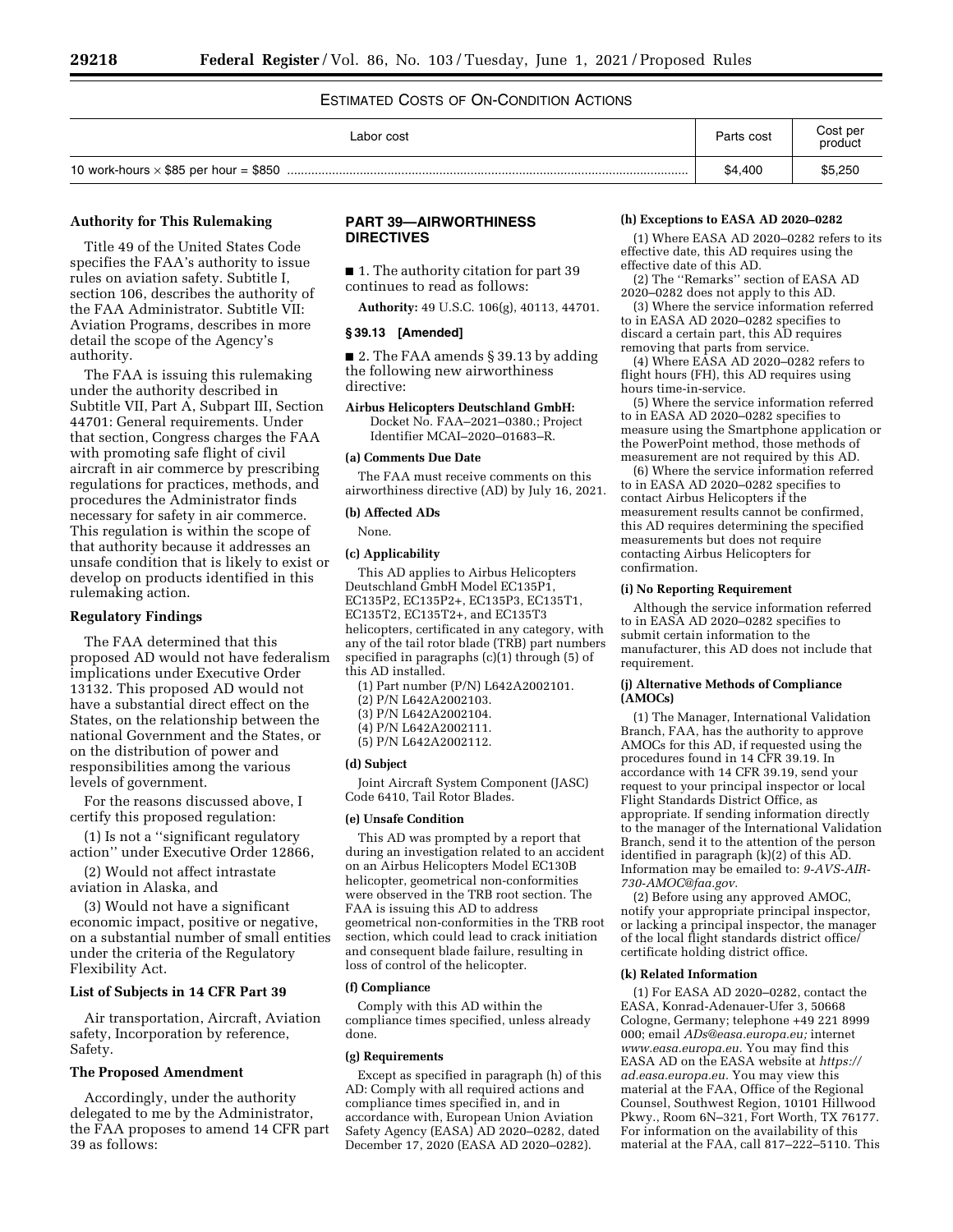ESTIMATED COSTS OF ON-CONDITION ACTIONS

| Labor cost | Parts cost | Cost per product |
| --- | --- | --- |
| 10 work-hours × $85 per hour = $850 | $4,400 | $5,250 |

**Authority for This Rulemaking**

Title 49 of the United States Code specifies the FAA's authority to issue rules on aviation safety. Subtitle I, section 106, describes the authority of the FAA Administrator. Subtitle VII: Aviation Programs, describes in more detail the scope of the Agency's authority.

The FAA is issuing this rulemaking under the authority described in Subtitle VII, Part A, Subpart III, Section 44701: General requirements. Under that section, Congress charges the FAA with promoting safe flight of civil aircraft in air commerce by prescribing regulations for practices, methods, and procedures the Administrator finds necessary for safety in air commerce. This regulation is within the scope of that authority because it addresses an unsafe condition that is likely to exist or develop on products identified in this rulemaking action.

**Regulatory Findings**

The FAA determined that this proposed AD would not have federalism implications under Executive Order 13132. This proposed AD would not have a substantial direct effect on the States, on the relationship between the national Government and the States, or on the distribution of power and responsibilities among the various levels of government.

For the reasons discussed above, I certify this proposed regulation:

(1) Is not a ''significant regulatory action'' under Executive Order 12866,

(2) Would not affect intrastate aviation in Alaska, and

(3) Would not have a significant economic impact, positive or negative, on a substantial number of small entities under the criteria of the Regulatory Flexibility Act.

**List of Subjects in 14 CFR Part 39**

Air transportation, Aircraft, Aviation safety, Incorporation by reference, Safety.

**The Proposed Amendment**

Accordingly, under the authority delegated to me by the Administrator, the FAA proposes to amend 14 CFR part 39 as follows:

**PART 39—AIRWORTHINESS DIRECTIVES**

■ 1. The authority citation for part 39 continues to read as follows:

**Authority:** 49 U.S.C. 106(g), 40113, 44701.

**§ 39.13 [Amended]**

■ 2. The FAA amends § 39.13 by adding the following new airworthiness directive:

**Airbus Helicopters Deutschland GmbH:** Docket No. FAA–2021–0380.; Project Identifier MCAI–2020–01683–R.

**(a) Comments Due Date**

The FAA must receive comments on this airworthiness directive (AD) by July 16, 2021.

**(b) Affected ADs**

None.

**(c) Applicability**

This AD applies to Airbus Helicopters Deutschland GmbH Model EC135P1, EC135P2, EC135P2+, EC135P3, EC135T1, EC135T2, EC135T2+, and EC135T3 helicopters, certificated in any category, with any of the tail rotor blade (TRB) part numbers specified in paragraphs (c)(1) through (5) of this AD installed.

(1) Part number (P/N) L642A2002101.

(2) P/N L642A2002103.

(3) P/N L642A2002104.

(4) P/N L642A2002111.

(5) P/N L642A2002112.

**(d) Subject**

Joint Aircraft System Component (JASC) Code 6410, Tail Rotor Blades.

**(e) Unsafe Condition**

This AD was prompted by a report that during an investigation related to an accident on an Airbus Helicopters Model EC130B helicopter, geometrical non-conformities were observed in the TRB root section. The FAA is issuing this AD to address geometrical non-conformities in the TRB root section, which could lead to crack initiation and consequent blade failure, resulting in loss of control of the helicopter.

**(f) Compliance**

Comply with this AD within the compliance times specified, unless already done.

**(g) Requirements**

Except as specified in paragraph (h) of this AD: Comply with all required actions and compliance times specified in, and in accordance with, European Union Aviation Safety Agency (EASA) AD 2020–0282, dated December 17, 2020 (EASA AD 2020–0282).

**(h) Exceptions to EASA AD 2020–0282**

(1) Where EASA AD 2020–0282 refers to its effective date, this AD requires using the effective date of this AD.

(2) The ''Remarks'' section of EASA AD 2020–0282 does not apply to this AD.

(3) Where the service information referred to in EASA AD 2020–0282 specifies to discard a certain part, this AD requires removing that parts from service.

(4) Where EASA AD 2020–0282 refers to flight hours (FH), this AD requires using hours time-in-service.

(5) Where the service information referred to in EASA AD 2020–0282 specifies to measure using the Smartphone application or the PowerPoint method, those methods of measurement are not required by this AD.

(6) Where the service information referred to in EASA AD 2020–0282 specifies to contact Airbus Helicopters if the measurement results cannot be confirmed, this AD requires determining the specified measurements but does not require contacting Airbus Helicopters for confirmation.

**(i) No Reporting Requirement**

Although the service information referred to in EASA AD 2020–0282 specifies to submit certain information to the manufacturer, this AD does not include that requirement.

**(j) Alternative Methods of Compliance (AMOCs)**

(1) The Manager, International Validation Branch, FAA, has the authority to approve AMOCs for this AD, if requested using the procedures found in 14 CFR 39.19. In accordance with 14 CFR 39.19, send your request to your principal inspector or local Flight Standards District Office, as appropriate. If sending information directly to the manager of the International Validation Branch, send it to the attention of the person identified in paragraph (k)(2) of this AD. Information may be emailed to: *9-AVS-AIR-730-AMOC@faa.gov.*

(2) Before using any approved AMOC, notify your appropriate principal inspector, or lacking a principal inspector, the manager of the local flight standards district office/certificate holding district office.

**(k) Related Information**

(1) For EASA AD 2020–0282, contact the EASA, Konrad-Adenauer-Ufer 3, 50668 Cologne, Germany; telephone +49 221 8999 000; email *ADs@easa.europa.eu;* internet *www.easa.europa.eu.* You may find this EASA AD on the EASA website at *https://ad.easa.europa.eu.* You may view this material at the FAA, Office of the Regional Counsel, Southwest Region, 10101 Hillwood Pkwy., Room 6N–321, Fort Worth, TX 76177. For information on the availability of this material at the FAA, call 817–222–5110. This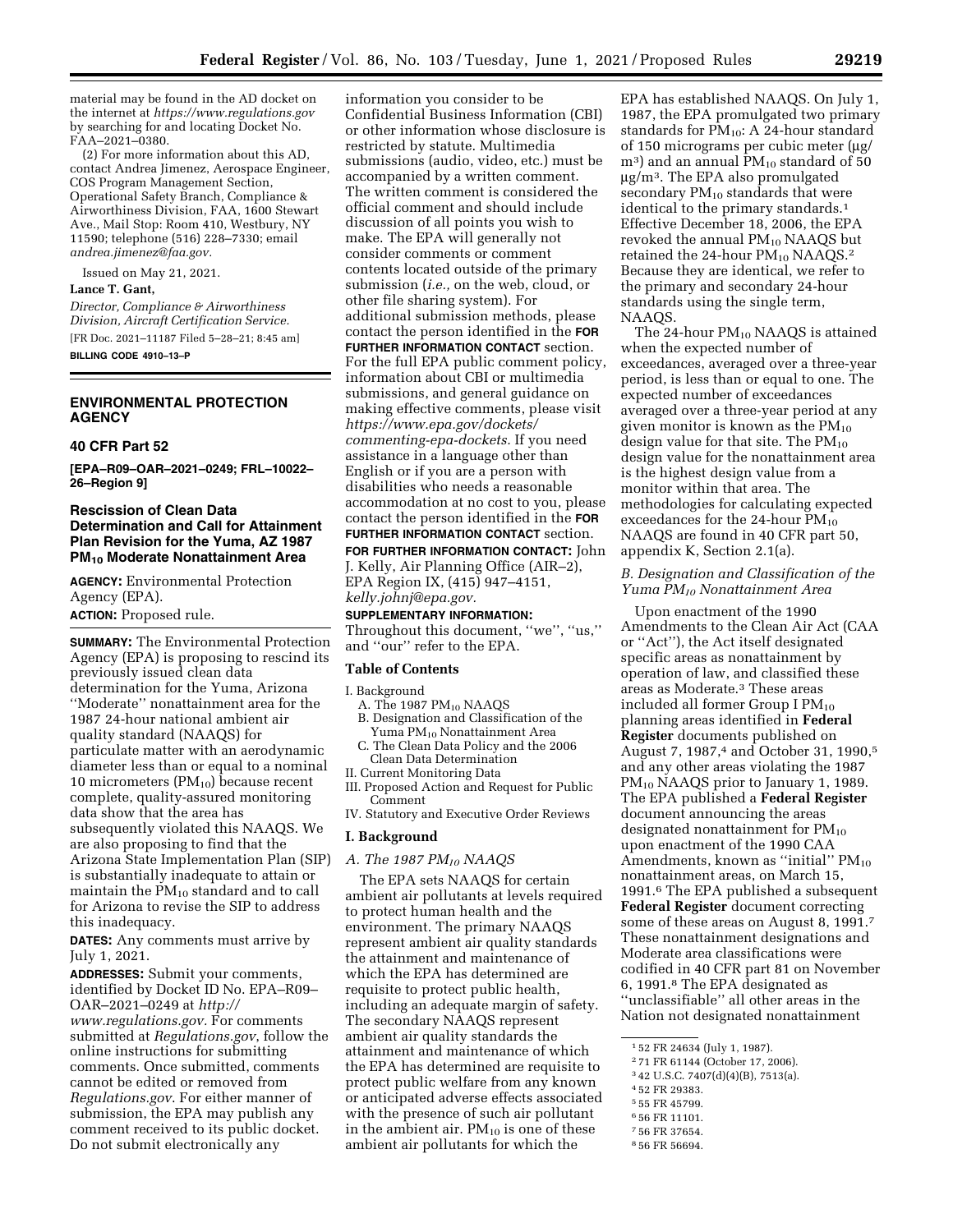material may be found in the AD docket on the internet at *https://www.regulations.gov* by searching for and locating Docket No. FAA–2021–0380.

(2) For more information about this AD, contact Andrea Jimenez, Aerospace Engineer, COS Program Management Section, Operational Safety Branch, Compliance & Airworthiness Division, FAA, 1600 Stewart Ave., Mail Stop: Room 410, Westbury, NY 11590; telephone (516) 228–7330; email *andrea.jimenez@faa.gov.*

Issued on May 21, 2021.

**Lance T. Gant,**

*Director, Compliance & Airworthiness Division, Aircraft Certification Service.*

[FR Doc. 2021–11187 Filed 5–28–21; 8:45 am]

**BILLING CODE 4910–13–P**

## ENVIRONMENTAL PROTECTION AGENCY

### 40 CFR Part 52

**[EPA–R09–OAR–2021–0249; FRL–10022–26–Region 9]**

### Rescission of Clean Data Determination and Call for Attainment Plan Revision for the Yuma, AZ 1987 $PM_{10}$ Moderate Nonattainment Area

**AGENCY:** Environmental Protection Agency (EPA).

**ACTION:** Proposed rule.

**SUMMARY:** The Environmental Protection Agency (EPA) is proposing to rescind its previously issued clean data determination for the Yuma, Arizona "Moderate" nonattainment area for the 1987 24-hour national ambient air quality standard (NAAQS) for particulate matter with an aerodynamic diameter less than or equal to a nominal 10 micrometers ($PM_{10}$) because recent complete, quality-assured monitoring data show that the area has subsequently violated this NAAQS. We are also proposing to find that the Arizona State Implementation Plan (SIP) is substantially inadequate to attain or maintain the $PM_{10}$ standard and to call for Arizona to revise the SIP to address this inadequacy.

**DATES:** Any comments must arrive by July 1, 2021.

**ADDRESSES:** Submit your comments, identified by Docket ID No. EPA–R09–OAR–2021–0249 at *http://www.regulations.gov.* For comments submitted at *Regulations.gov*, follow the online instructions for submitting comments. Once submitted, comments cannot be edited or removed from *Regulations.gov*. For either manner of submission, the EPA may publish any comment received to its public docket. Do not submit electronically any information you consider to be Confidential Business Information (CBI) or other information whose disclosure is restricted by statute. Multimedia submissions (audio, video, etc.) must be accompanied by a written comment. The written comment is considered the official comment and should include discussion of all points you wish to make. The EPA will generally not consider comments or comment contents located outside of the primary submission (*i.e.,* on the web, cloud, or other file sharing system). For additional submission methods, please contact the person identified in the **FOR FURTHER INFORMATION CONTACT** section. For the full EPA public comment policy, information about CBI or multimedia submissions, and general guidance on making effective comments, please visit *https://www.epa.gov/dockets/commenting-epa-dockets.* If you need assistance in a language other than English or if you are a person with disabilities who needs a reasonable accommodation at no cost to you, please contact the person identified in the **FOR FURTHER INFORMATION CONTACT** section.

**FOR FURTHER INFORMATION CONTACT:** John J. Kelly, Air Planning Office (AIR–2), EPA Region IX, (415) 947–4151, *kelly.johnj@epa.gov.*

**SUPPLEMENTARY INFORMATION:** Throughout this document, "we", "us," and "our" refer to the EPA.

**Table of Contents**

- I. Background
  - A. The 1987 $PM_{10}$ NAAQS
  - B. Designation and Classification of the Yuma $PM_{10}$ Nonattainment Area
  - C. The Clean Data Policy and the 2006 Clean Data Determination
- II. Current Monitoring Data
- III. Proposed Action and Request for Public Comment
- IV. Statutory and Executive Order Reviews

## I. Background

### *A. The 1987 $PM_{10}$ NAAQS*

The EPA sets NAAQS for certain ambient air pollutants at levels required to protect human health and the environment. The primary NAAQS represent ambient air quality standards the attainment and maintenance of which the EPA has determined are requisite to protect public health, including an adequate margin of safety. The secondary NAAQS represent ambient air quality standards the attainment and maintenance of which the EPA has determined are requisite to protect public welfare from any known or anticipated adverse effects associated with the presence of such air pollutant in the ambient air. $PM_{10}$ is one of these ambient air pollutants for which the EPA has established NAAQS. On July 1, 1987, the EPA promulgated two primary standards for $PM_{10}$: A 24-hour standard of 150 micrograms per cubic meter (µg/m$^3$) and an annual $PM_{10}$ standard of 50 µg/m$^3$. The EPA also promulgated secondary $PM_{10}$ standards that were identical to the primary standards.[1] Effective December 18, 2006, the EPA revoked the annual $PM_{10}$ NAAQS but retained the 24-hour $PM_{10}$ NAAQS.[2] Because they are identical, we refer to the primary and secondary 24-hour standards using the single term, NAAQS.

The 24-hour $PM_{10}$ NAAQS is attained when the expected number of exceedances, averaged over a three-year period, is less than or equal to one. The expected number of exceedances averaged over a three-year period at any given monitor is known as the $PM_{10}$ design value for that site. The $PM_{10}$ design value for the nonattainment area is the highest design value from a monitor within that area. The methodologies for calculating expected exceedances for the 24-hour $PM_{10}$ NAAQS are found in 40 CFR part 50, appendix K, Section 2.1(a).

### *B. Designation and Classification of the Yuma $PM_{10}$ Nonattainment Area*

Upon enactment of the 1990 Amendments to the Clean Air Act (CAA or "Act"), the Act itself designated specific areas as nonattainment by operation of law, and classified these areas as Moderate.[3] These areas included all former Group I $PM_{10}$ planning areas identified in **Federal Register** documents published on August 7, 1987,[4] and October 31, 1990,[5] and any other areas violating the 1987 $PM_{10}$ NAAQS prior to January 1, 1989. The EPA published a **Federal Register** document announcing the areas designated nonattainment for $PM_{10}$ upon enactment of the 1990 CAA Amendments, known as "initial" $PM_{10}$ nonattainment areas, on March 15, 1991.[6] The EPA published a subsequent **Federal Register** document correcting some of these areas on August 8, 1991.[7] These nonattainment designations and Moderate area classifications were codified in 40 CFR part 81 on November 6, 1991.[8] The EPA designated as "unclassifiable" all other areas in the Nation not designated nonattainment

---

[1] 52 FR 24634 (July 1, 1987).

[2] 71 FR 61144 (October 17, 2006).

[3] 42 U.S.C. 7407(d)(4)(B), 7513(a).

[4] 52 FR 29383.

[5] 55 FR 45799.

[6] 56 FR 11101.

[7] 56 FR 37654.

[8] 56 FR 56694.